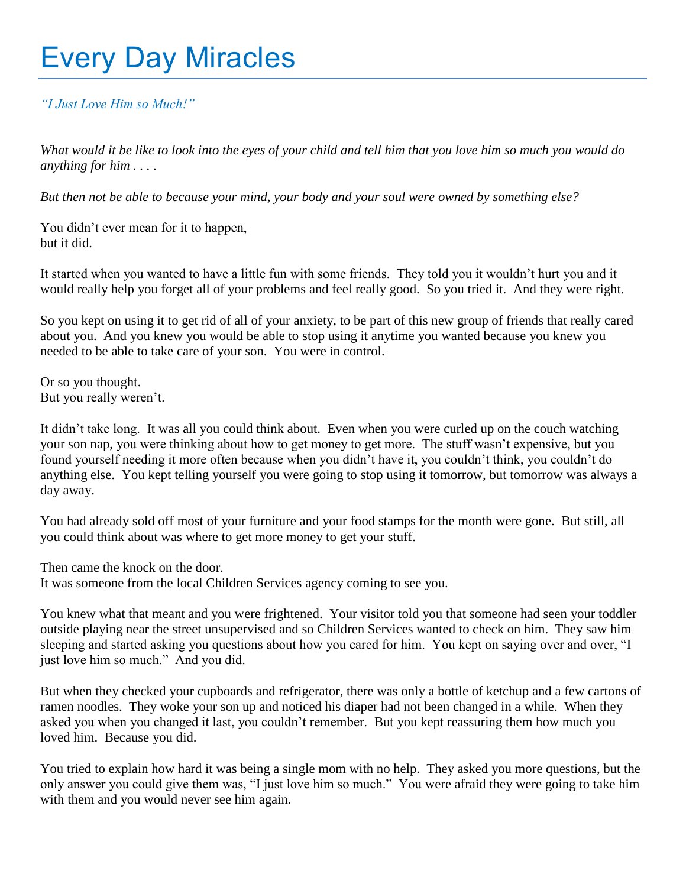# Every Day Miracles

*"I Just Love Him so Much!"*

*What would it be like to look into the eyes of your child and tell him that you love him so much you would do anything for him . . . .*

*But then not be able to because your mind, your body and your soul were owned by something else?*

You didn't ever mean for it to happen,
but it did.

It started when you wanted to have a little fun with some friends. They told you it wouldn't hurt you and it would really help you forget all of your problems and feel really good. So you tried it. And they were right.

So you kept on using it to get rid of all of your anxiety, to be part of this new group of friends that really cared about you. And you knew you would be able to stop using it anytime you wanted because you knew you needed to be able to take care of your son. You were in control.

Or so you thought.
But you really weren't.

It didn't take long. It was all you could think about. Even when you were curled up on the couch watching your son nap, you were thinking about how to get money to get more. The stuff wasn't expensive, but you found yourself needing it more often because when you didn't have it, you couldn't think, you couldn't do anything else. You kept telling yourself you were going to stop using it tomorrow, but tomorrow was always a day away.

You had already sold off most of your furniture and your food stamps for the month were gone. But still, all you could think about was where to get more money to get your stuff.

Then came the knock on the door.
It was someone from the local Children Services agency coming to see you.

You knew what that meant and you were frightened. Your visitor told you that someone had seen your toddler outside playing near the street unsupervised and so Children Services wanted to check on him. They saw him sleeping and started asking you questions about how you cared for him. You kept on saying over and over, "I just love him so much." And you did.

But when they checked your cupboards and refrigerator, there was only a bottle of ketchup and a few cartons of ramen noodles. They woke your son up and noticed his diaper had not been changed in a while. When they asked you when you changed it last, you couldn't remember. But you kept reassuring them how much you loved him. Because you did.

You tried to explain how hard it was being a single mom with no help. They asked you more questions, but the only answer you could give them was, "I just love him so much." You were afraid they were going to take him with them and you would never see him again.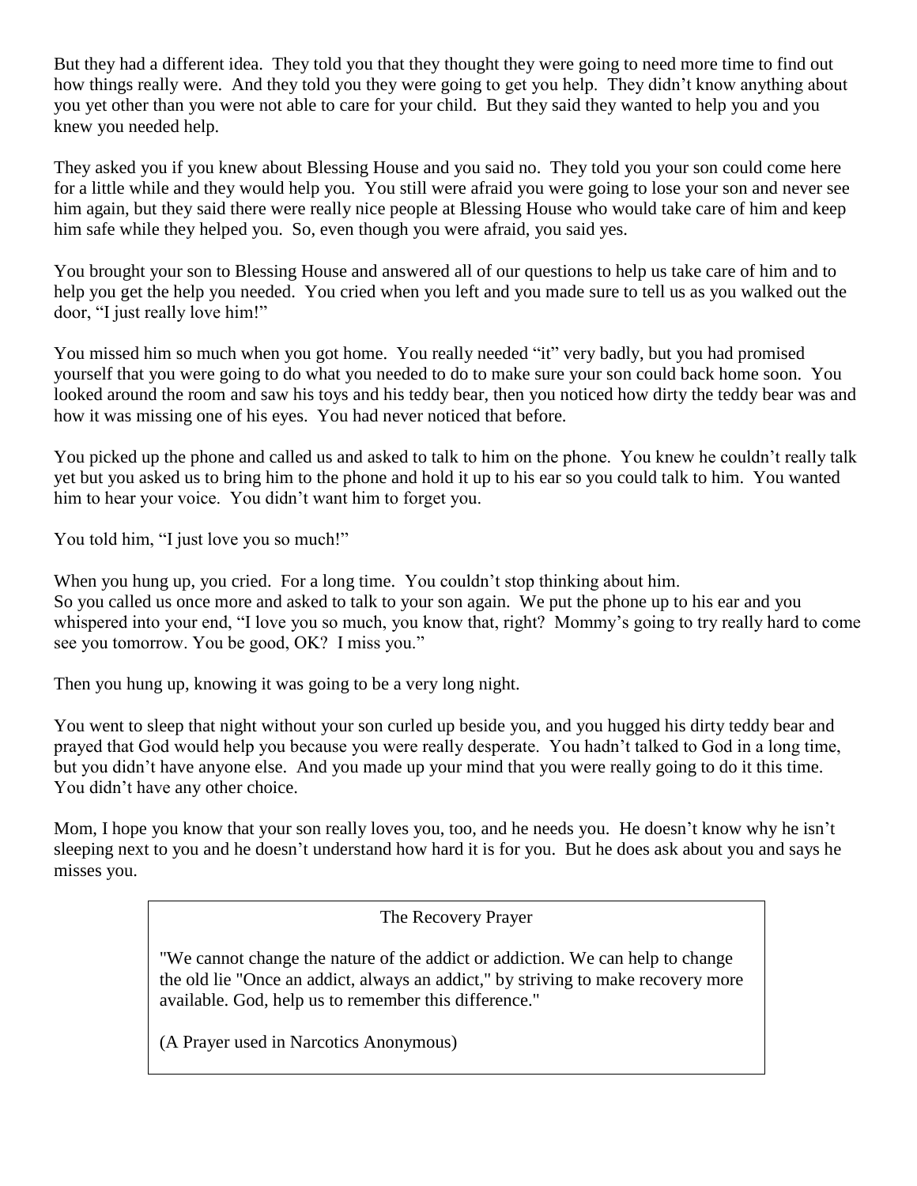But they had a different idea. They told you that they thought they were going to need more time to find out how things really were. And they told you they were going to get you help. They didn't know anything about you yet other than you were not able to care for your child. But they said they wanted to help you and you knew you needed help.

They asked you if you knew about Blessing House and you said no. They told you your son could come here for a little while and they would help you. You still were afraid you were going to lose your son and never see him again, but they said there were really nice people at Blessing House who would take care of him and keep him safe while they helped you. So, even though you were afraid, you said yes.

You brought your son to Blessing House and answered all of our questions to help us take care of him and to help you get the help you needed. You cried when you left and you made sure to tell us as you walked out the door, "I just really love him!"

You missed him so much when you got home. You really needed "it" very badly, but you had promised yourself that you were going to do what you needed to do to make sure your son could back home soon. You looked around the room and saw his toys and his teddy bear, then you noticed how dirty the teddy bear was and how it was missing one of his eyes. You had never noticed that before.

You picked up the phone and called us and asked to talk to him on the phone. You knew he couldn't really talk yet but you asked us to bring him to the phone and hold it up to his ear so you could talk to him. You wanted him to hear your voice. You didn't want him to forget you.

You told him, "I just love you so much!"

When you hung up, you cried. For a long time. You couldn't stop thinking about him.
So you called us once more and asked to talk to your son again. We put the phone up to his ear and you whispered into your end, "I love you so much, you know that, right? Mommy's going to try really hard to come see you tomorrow. You be good, OK? I miss you."

Then you hung up, knowing it was going to be a very long night.

You went to sleep that night without your son curled up beside you, and you hugged his dirty teddy bear and prayed that God would help you because you were really desperate. You hadn't talked to God in a long time, but you didn't have anyone else. And you made up your mind that you were really going to do it this time. You didn't have any other choice.

Mom, I hope you know that your son really loves you, too, and he needs you. He doesn't know why he isn't sleeping next to you and he doesn't understand how hard it is for you. But he does ask about you and says he misses you.

The Recovery Prayer

"We cannot change the nature of the addict or addiction. We can help to change the old lie "Once an addict, always an addict," by striving to make recovery more available. God, help us to remember this difference."

(A Prayer used in Narcotics Anonymous)